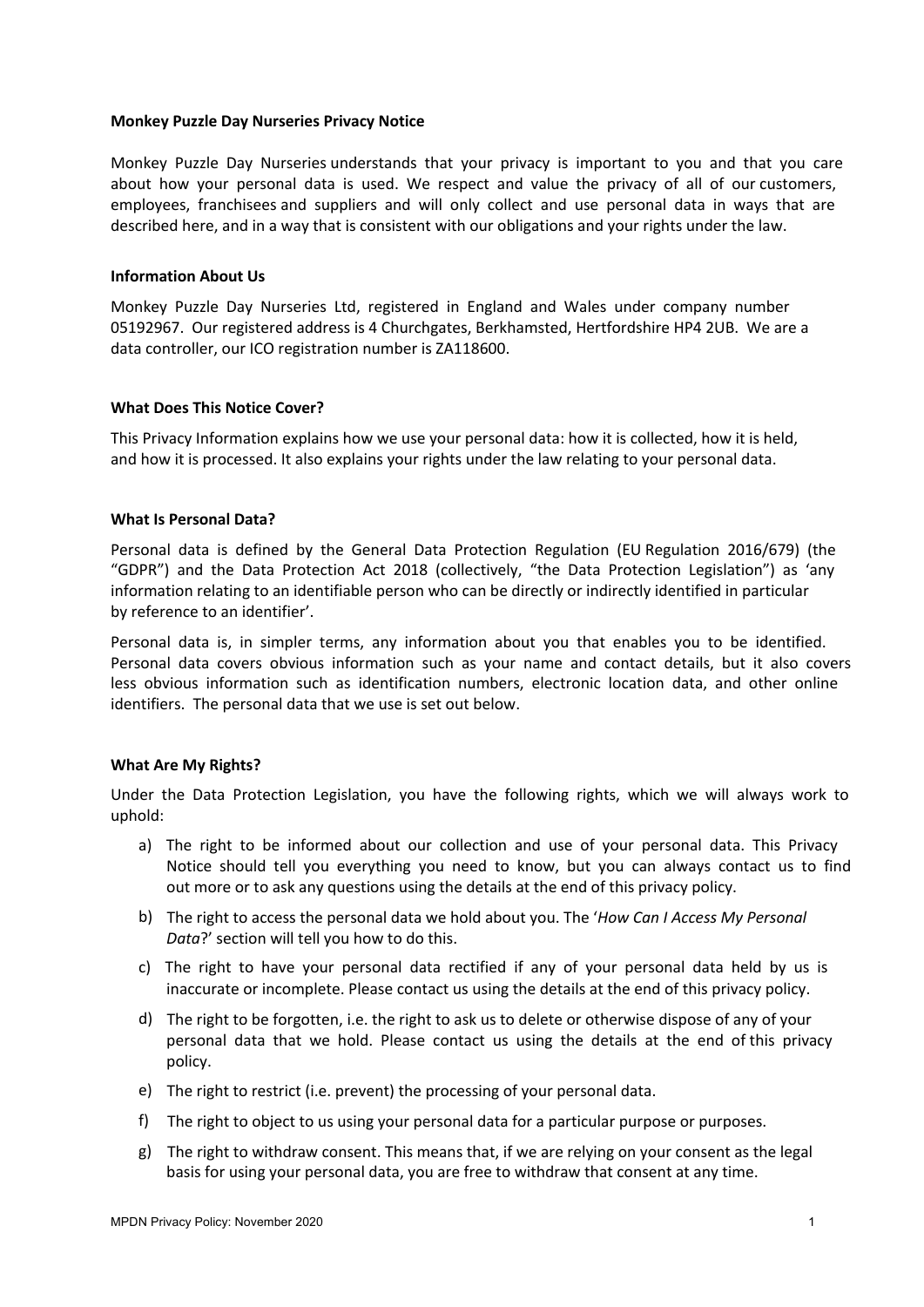# Monkey Puzzle Day Nurseries Privacy Notice

Monkey Puzzle Day Nurseries understands that your privacy is important to you and that you care about how your personal data is used. We respect and value the privacy of all of our customers, employees, franchisees and suppliers and will only collect and use personal data in ways that are described here, and in a way that is consistent with our obligations and your rights under the law.

## Information About Us

Monkey Puzzle Day Nurseries Ltd, registered in England and Wales under company number 05192967. Our registered address is 4 Churchgates, Berkhamsted, Hertfordshire HP4 2UB. We are a data controller, our ICO registration number is ZA118600.

## What Does This Notice Cover?

This Privacy Information explains how we use your personal data: how it is collected, how it is held, and how it is processed. It also explains your rights under the law relating to your personal data.

## What Is Personal Data?

Personal data is defined by the General Data Protection Regulation (EU Regulation 2016/679) (the "GDPR") and the Data Protection Act 2018 (collectively, "the Data Protection Legislation") as 'any information relating to an identifiable person who can be directly or indirectly identified in particular by reference to an identifier'.

Personal data is, in simpler terms, any information about you that enables you to be identified. Personal data covers obvious information such as your name and contact details, but it also covers less obvious information such as identification numbers, electronic location data, and other online identifiers. The personal data that we use is set out below.

## What Are My Rights?

Under the Data Protection Legislation, you have the following rights, which we will always work to uphold:

a) The right to be informed about our collection and use of your personal data. This Privacy Notice should tell you everything you need to know, but you can always contact us to find out more or to ask any questions using the details at the end of this privacy policy.

b) The right to access the personal data we hold about you. The '*How Can I Access My Personal Data*?' section will tell you how to do this.

c) The right to have your personal data rectified if any of your personal data held by us is inaccurate or incomplete. Please contact us using the details at the end of this privacy policy.

d) The right to be forgotten, i.e. the right to ask us to delete or otherwise dispose of any of your personal data that we hold. Please contact us using the details at the end of this privacy policy.

e) The right to restrict (i.e. prevent) the processing of your personal data.

f) The right to object to us using your personal data for a particular purpose or purposes.

g) The right to withdraw consent. This means that, if we are relying on your consent as the legal basis for using your personal data, you are free to withdraw that consent at any time.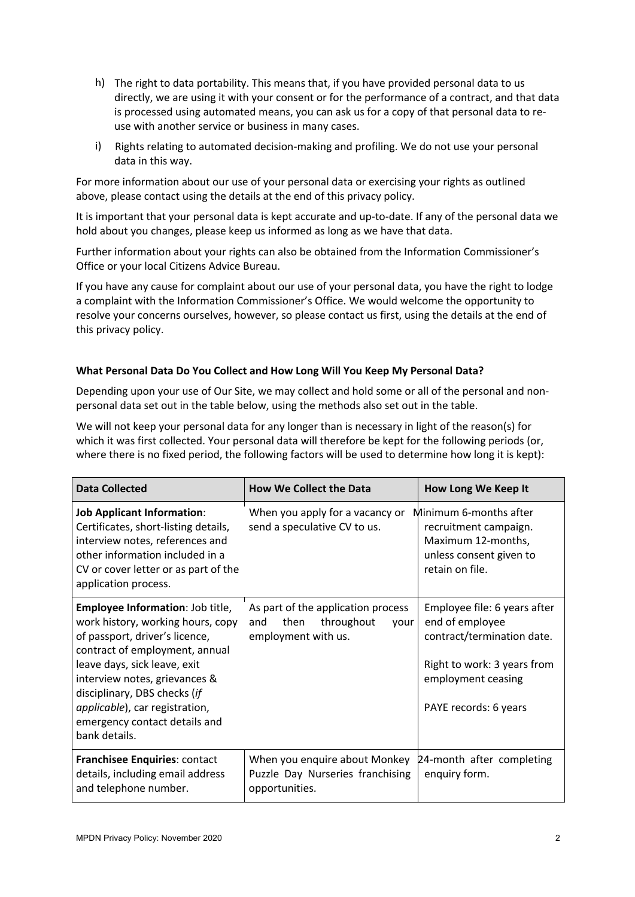h) The right to data portability. This means that, if you have provided personal data to us directly, we are using it with your consent or for the performance of a contract, and that data is processed using automated means, you can ask us for a copy of that personal data to re-use with another service or business in many cases.

i) Rights relating to automated decision-making and profiling. We do not use your personal data in this way.

For more information about our use of your personal data or exercising your rights as outlined above, please contact using the details at the end of this privacy policy.

It is important that your personal data is kept accurate and up-to-date. If any of the personal data we hold about you changes, please keep us informed as long as we have that data.

Further information about your rights can also be obtained from the Information Commissioner's Office or your local Citizens Advice Bureau.

If you have any cause for complaint about our use of your personal data, you have the right to lodge a complaint with the Information Commissioner's Office. We would welcome the opportunity to resolve your concerns ourselves, however, so please contact us first, using the details at the end of this privacy policy.

**What Personal Data Do You Collect and How Long Will You Keep My Personal Data?**

Depending upon your use of Our Site, we may collect and hold some or all of the personal and non-personal data set out in the table below, using the methods also set out in the table.

We will not keep your personal data for any longer than is necessary in light of the reason(s) for which it was first collected. Your personal data will therefore be kept for the following periods (or, where there is no fixed period, the following factors will be used to determine how long it is kept):

| Data Collected | How We Collect the Data | How Long We Keep It |
|---|---|---|
| **Job Applicant Information**: Certificates, short-listing details, interview notes, references and other information included in a CV or cover letter or as part of the application process. | When you apply for a vacancy or send a speculative CV to us. | Minimum 6-months after recruitment campaign. Maximum 12-months, unless consent given to retain on file. |
| **Employee Information**: Job title, work history, working hours, copy of passport, driver's licence, contract of employment, annual leave days, sick leave, exit interview notes, grievances & disciplinary, DBS checks (*if applicable*), car registration, emergency contact details and bank details. | As part of the application process and then throughout your employment with us. | Employee file: 6 years after end of employee contract/termination date.<br><br>Right to work: 3 years from employment ceasing<br><br>PAYE records: 6 years |
| **Franchisee Enquiries**: contact details, including email address and telephone number. | When you enquire about Monkey Puzzle Day Nurseries franchising opportunities. | 24-month after completing enquiry form. |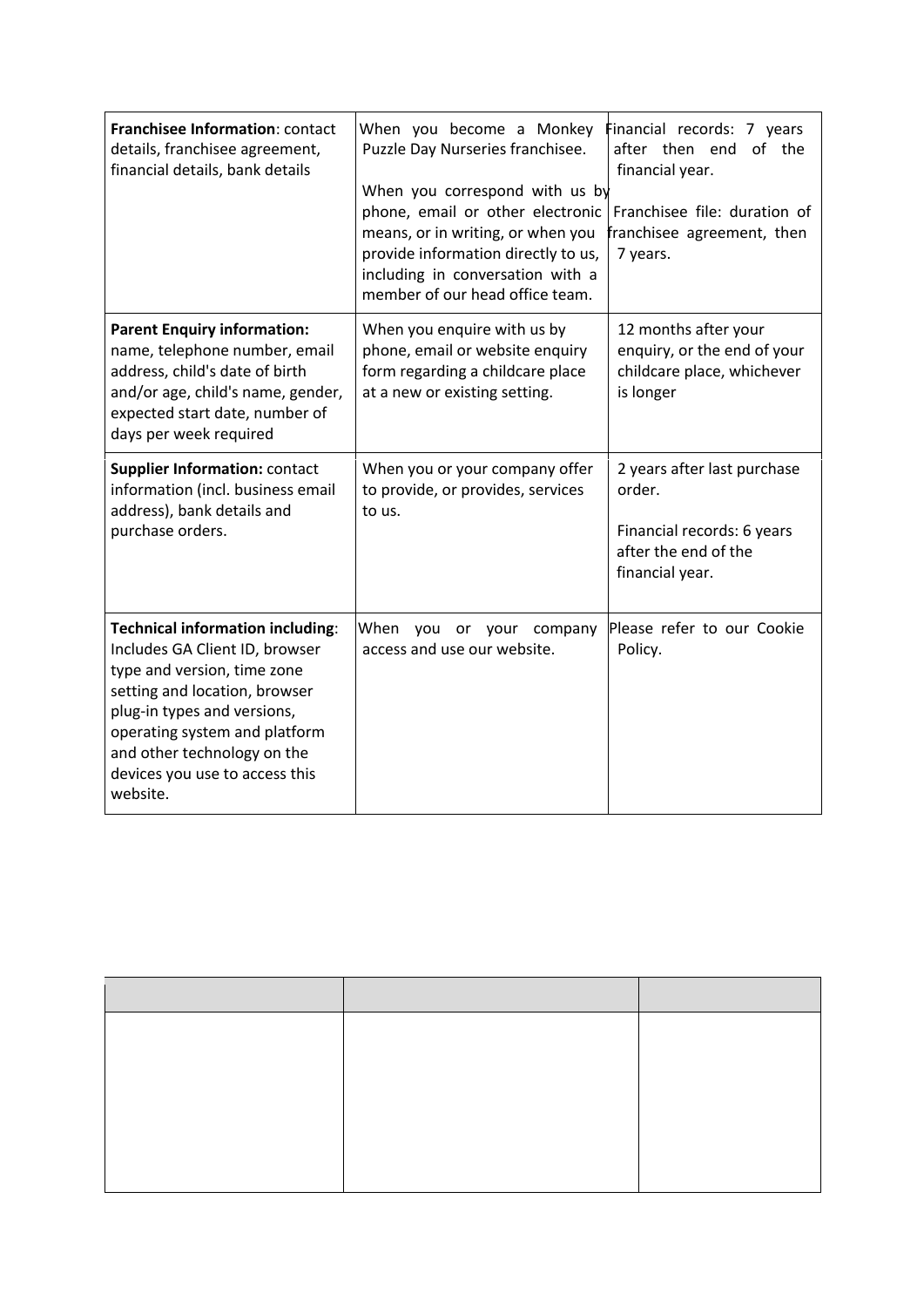| | | |
|---|---|---|
| **Franchisee Information**: contact details, franchisee agreement, financial details, bank details | When you become a Monkey Puzzle Day Nurseries franchisee.<br><br>When you correspond with us by phone, email or other electronic means, or in writing, or when you provide information directly to us, including in conversation with a member of our head office team. | Financial records: 7 years after then end of the financial year.<br><br>Franchisee file: duration of franchisee agreement, then 7 years. |
| **Parent Enquiry information:** name, telephone number, email address, child's date of birth and/or age, child's name, gender, expected start date, number of days per week required | When you enquire with us by phone, email or website enquiry form regarding a childcare place at a new or existing setting. | 12 months after your enquiry, or the end of your childcare place, whichever is longer |
| **Supplier Information:** contact information (incl. business email address), bank details and purchase orders. | When you or your company offer to provide, or provides, services to us. | 2 years after last purchase order.<br><br>Financial records: 6 years after the end of the financial year. |
| **Technical information including**: Includes GA Client ID, browser type and version, time zone setting and location, browser plug-in types and versions, operating system and platform and other technology on the devices you use to access this website. | When you or your company access and use our website. | Please refer to our Cookie Policy. |

| | | |
|---|---|---|
| | | |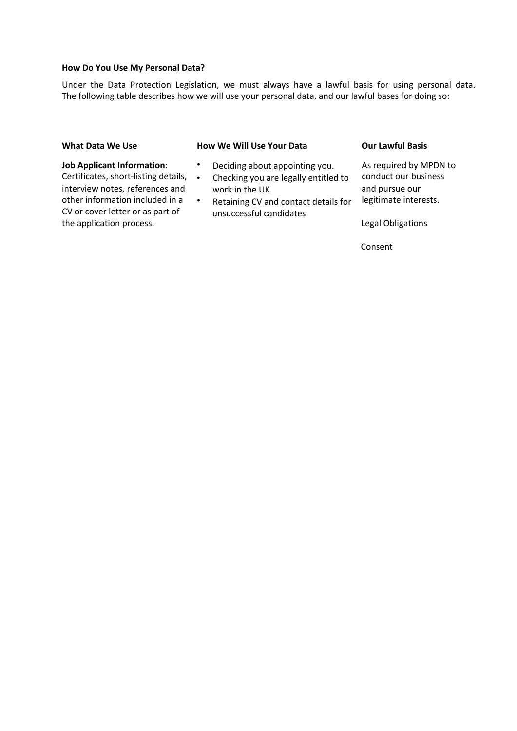**How Do You Use My Personal Data?**

Under the Data Protection Legislation, we must always have a lawful basis for using personal data. The following table describes how we will use your personal data, and our lawful bases for doing so:

| What Data We Use | How We Will Use Your Data | Our Lawful Basis |
|---|---|---|
| **Job Applicant Information**: Certificates, short-listing details, interview notes, references and other information included in a CV or cover letter or as part of the application process. | • Deciding about appointing you.<br>• Checking you are legally entitled to work in the UK.<br>• Retaining CV and contact details for unsuccessful candidates | As required by MPDN to conduct our business and pursue our legitimate interests.<br><br>Legal Obligations<br><br>Consent |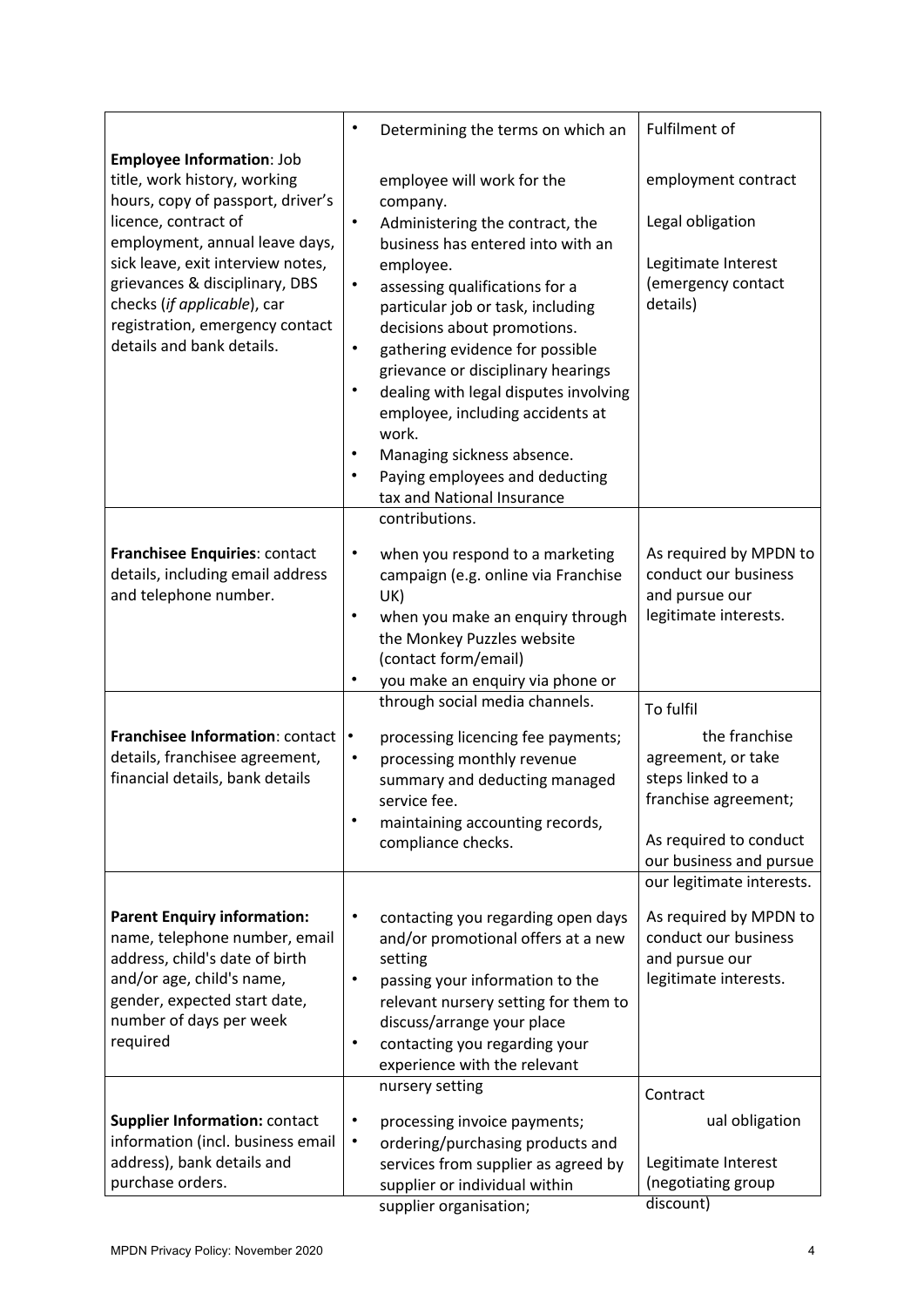| | | |
|---|---|---|
| **Employee Information**: Job title, work history, working hours, copy of passport, driver's licence, contract of employment, annual leave days, sick leave, exit interview notes, grievances & disciplinary, DBS checks (*if applicable*), car registration, emergency contact details and bank details. | • Determining the terms on which an employee will work for the company.<br>• Administering the contract, the business has entered into with an employee.<br>• assessing qualifications for a particular job or task, including decisions about promotions.<br>• gathering evidence for possible grievance or disciplinary hearings<br>• dealing with legal disputes involving employee, including accidents at work.<br>• Managing sickness absence.<br>• Paying employees and deducting tax and National Insurance contributions. | Fulfilment of employment contract<br><br>Legal obligation<br><br>Legitimate Interest (emergency contact details) |
| **Franchisee Enquiries**: contact details, including email address and telephone number. | • when you respond to a marketing campaign (e.g. online via Franchise UK)<br>• when you make an enquiry through the Monkey Puzzles website (contact form/email)<br>• you make an enquiry via phone or through social media channels. | As required by MPDN to conduct our business and pursue our legitimate interests. |
| **Franchisee Information**: contact details, franchisee agreement, financial details, bank details | • processing licencing fee payments;<br>• processing monthly revenue summary and deducting managed service fee.<br>• maintaining accounting records, compliance checks. | To fulfil the franchise agreement, or take steps linked to a franchise agreement;<br><br>As required to conduct our business and pursue our legitimate interests. |
| **Parent Enquiry information:** name, telephone number, email address, child's date of birth and/or age, child's name, gender, expected start date, number of days per week required | • contacting you regarding open days and/or promotional offers at a new setting<br>• passing your information to the relevant nursery setting for them to discuss/arrange your place<br>• contacting you regarding your experience with the relevant nursery setting | As required by MPDN to conduct our business and pursue our legitimate interests. |
| **Supplier Information:** contact information (incl. business email address), bank details and purchase orders. | • processing invoice payments;<br>• ordering/purchasing products and services from supplier as agreed by supplier or individual within supplier organisation; | Contractual obligation<br><br>Legitimate Interest (negotiating group discount) |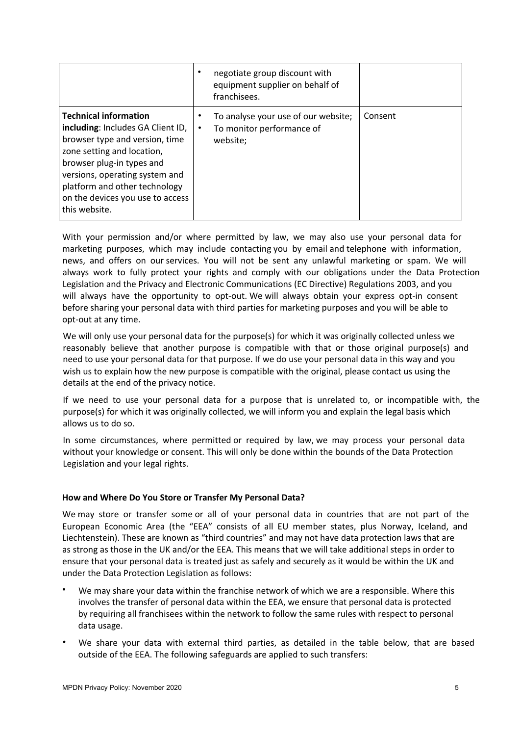| | | |
|---|---|---|
| | • negotiate group discount with equipment supplier on behalf of franchisees. | |
| **Technical information including**: Includes GA Client ID, browser type and version, time zone setting and location, browser plug-in types and versions, operating system and platform and other technology on the devices you use to access this website. | • To analyse your use of our website;<br>• To monitor performance of website; | Consent |

With your permission and/or where permitted by law, we may also use your personal data for marketing purposes, which may include contacting you by email and telephone with information, news, and offers on our services. You will not be sent any unlawful marketing or spam. We will always work to fully protect your rights and comply with our obligations under the Data Protection Legislation and the Privacy and Electronic Communications (EC Directive) Regulations 2003, and you will always have the opportunity to opt-out. We will always obtain your express opt-in consent before sharing your personal data with third parties for marketing purposes and you will be able to opt-out at any time.

We will only use your personal data for the purpose(s) for which it was originally collected unless we reasonably believe that another purpose is compatible with that or those original purpose(s) and need to use your personal data for that purpose. If we do use your personal data in this way and you wish us to explain how the new purpose is compatible with the original, please contact us using the details at the end of the privacy notice.

If we need to use your personal data for a purpose that is unrelated to, or incompatible with, the purpose(s) for which it was originally collected, we will inform you and explain the legal basis which allows us to do so.

In some circumstances, where permitted or required by law, we may process your personal data without your knowledge or consent. This will only be done within the bounds of the Data Protection Legislation and your legal rights.

**How and Where Do You Store or Transfer My Personal Data?**

We may store or transfer some or all of your personal data in countries that are not part of the European Economic Area (the "EEA" consists of all EU member states, plus Norway, Iceland, and Liechtenstein). These are known as "third countries" and may not have data protection laws that are as strong as those in the UK and/or the EEA. This means that we will take additional steps in order to ensure that your personal data is treated just as safely and securely as it would be within the UK and under the Data Protection Legislation as follows:

- We may share your data within the franchise network of which we are a responsible. Where this involves the transfer of personal data within the EEA, we ensure that personal data is protected by requiring all franchisees within the network to follow the same rules with respect to personal data usage.
- We share your data with external third parties, as detailed in the table below, that are based outside of the EEA. The following safeguards are applied to such transfers: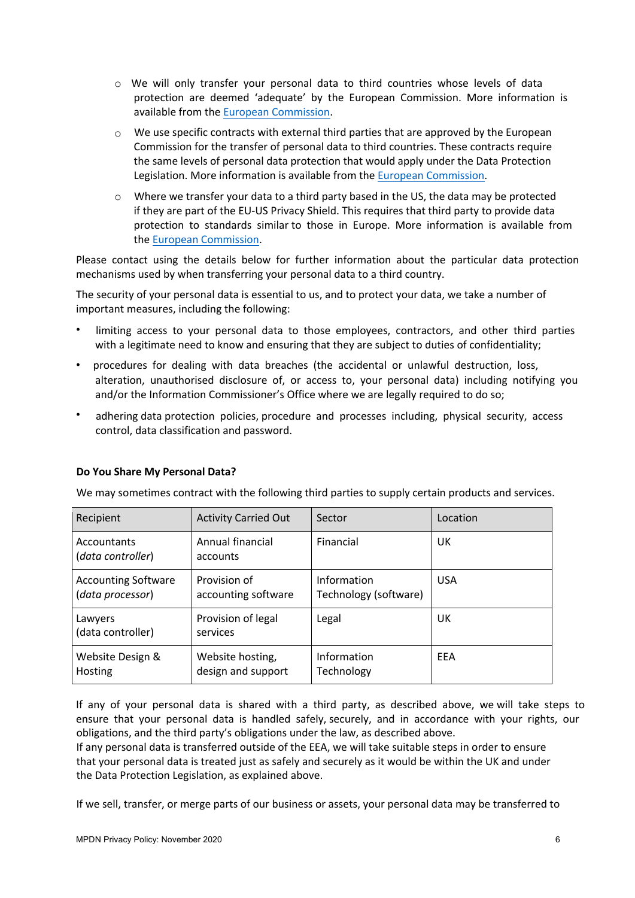- We will only transfer your personal data to third countries whose levels of data protection are deemed 'adequate' by the European Commission. More information is available from the European Commission.
- We use specific contracts with external third parties that are approved by the European Commission for the transfer of personal data to third countries. These contracts require the same levels of personal data protection that would apply under the Data Protection Legislation. More information is available from the European Commission.
- Where we transfer your data to a third party based in the US, the data may be protected if they are part of the EU-US Privacy Shield. This requires that third party to provide data protection to standards similar to those in Europe. More information is available from the European Commission.

Please contact using the details below for further information about the particular data protection mechanisms used by when transferring your personal data to a third country.

The security of your personal data is essential to us, and to protect your data, we take a number of important measures, including the following:

- limiting access to your personal data to those employees, contractors, and other third parties with a legitimate need to know and ensuring that they are subject to duties of confidentiality;
- procedures for dealing with data breaches (the accidental or unlawful destruction, loss, alteration, unauthorised disclosure of, or access to, your personal data) including notifying you and/or the Information Commissioner's Office where we are legally required to do so;
- adhering data protection policies, procedure and processes including, physical security, access control, data classification and password.

**Do You Share My Personal Data?**

We may sometimes contract with the following third parties to supply certain products and services.

| Recipient | Activity Carried Out | Sector | Location |
|---|---|---|---|
| Accountants (*data controller*) | Annual financial accounts | Financial | UK |
| Accounting Software (*data processor*) | Provision of accounting software | Information Technology (software) | USA |
| Lawyers (data controller) | Provision of legal services | Legal | UK |
| Website Design & Hosting | Website hosting, design and support | Information Technology | EEA |

If any of your personal data is shared with a third party, as described above, we will take steps to ensure that your personal data is handled safely, securely, and in accordance with your rights, our obligations, and the third party's obligations under the law, as described above.
If any personal data is transferred outside of the EEA, we will take suitable steps in order to ensure that your personal data is treated just as safely and securely as it would be within the UK and under the Data Protection Legislation, as explained above.

If we sell, transfer, or merge parts of our business or assets, your personal data may be transferred to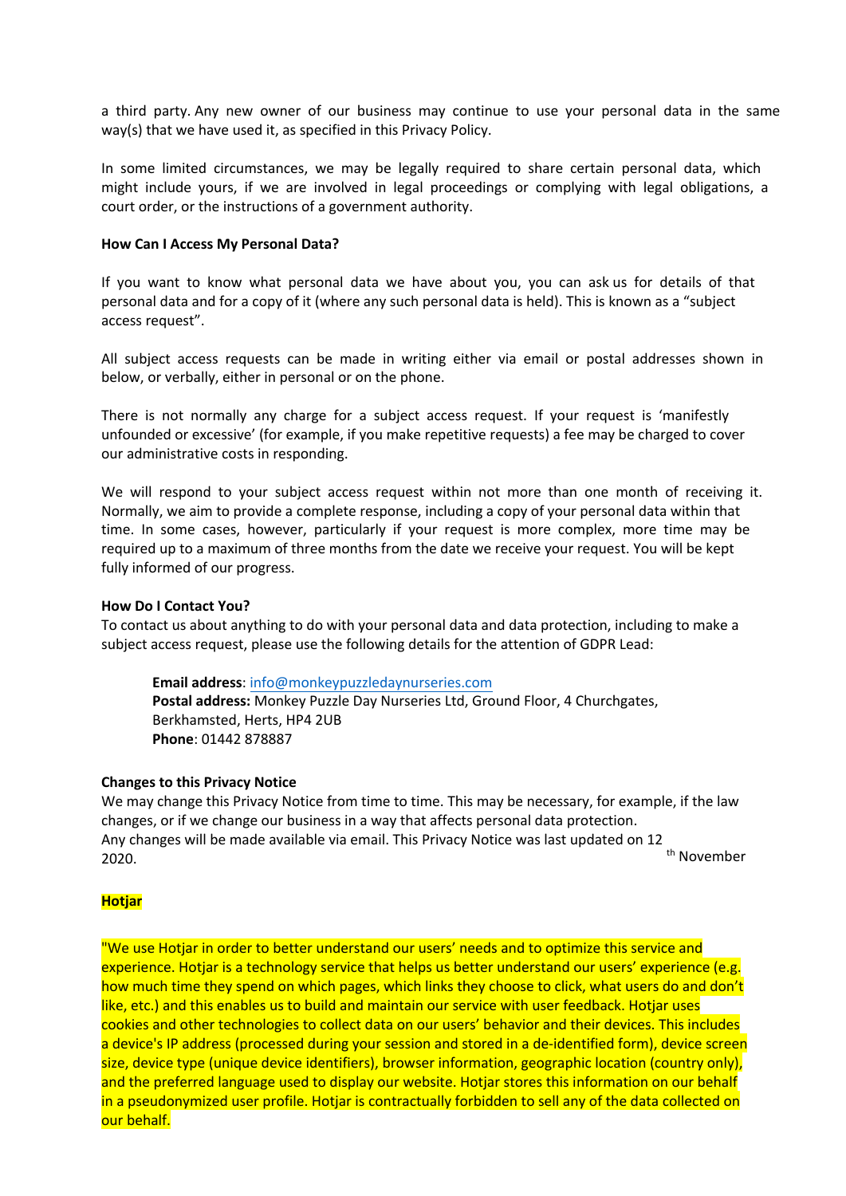a third party. Any new owner of our business may continue to use your personal data in the same way(s) that we have used it, as specified in this Privacy Policy.

In some limited circumstances, we may be legally required to share certain personal data, which might include yours, if we are involved in legal proceedings or complying with legal obligations, a court order, or the instructions of a government authority.

**How Can I Access My Personal Data?**

If you want to know what personal data we have about you, you can ask us for details of that personal data and for a copy of it (where any such personal data is held). This is known as a "subject access request".

All subject access requests can be made in writing either via email or postal addresses shown in below, or verbally, either in personal or on the phone.

There is not normally any charge for a subject access request. If your request is 'manifestly unfounded or excessive' (for example, if you make repetitive requests) a fee may be charged to cover our administrative costs in responding.

We will respond to your subject access request within not more than one month of receiving it. Normally, we aim to provide a complete response, including a copy of your personal data within that time. In some cases, however, particularly if your request is more complex, more time may be required up to a maximum of three months from the date we receive your request. You will be kept fully informed of our progress.

**How Do I Contact You?**

To contact us about anything to do with your personal data and data protection, including to make a subject access request, please use the following details for the attention of GDPR Lead:

> **Email address**: info@monkeypuzzledaynurseries.com
> **Postal address:** Monkey Puzzle Day Nurseries Ltd, Ground Floor, 4 Churchgates, Berkhamsted, Herts, HP4 2UB
> **Phone**: 01442 878887

**Changes to this Privacy Notice**

We may change this Privacy Notice from time to time. This may be necessary, for example, if the law changes, or if we change our business in a way that affects personal data protection.
Any changes will be made available via email. This Privacy Notice was last updated on 12th November 2020.

**Hotjar**

"We use Hotjar in order to better understand our users' needs and to optimize this service and experience. Hotjar is a technology service that helps us better understand our users' experience (e.g. how much time they spend on which pages, which links they choose to click, what users do and don't like, etc.) and this enables us to build and maintain our service with user feedback. Hotjar uses cookies and other technologies to collect data on our users' behavior and their devices. This includes a device's IP address (processed during your session and stored in a de-identified form), device screen size, device type (unique device identifiers), browser information, geographic location (country only), and the preferred language used to display our website. Hotjar stores this information on our behalf in a pseudonymized user profile. Hotjar is contractually forbidden to sell any of the data collected on our behalf.